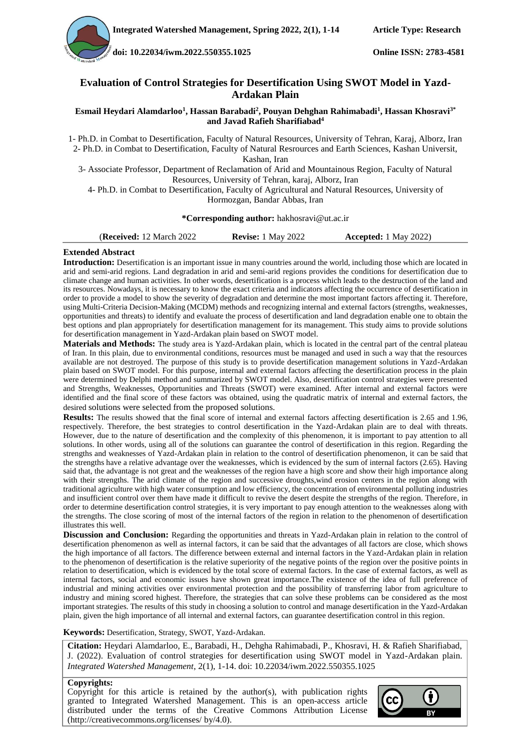**Article Type: Research**

**doi: 10.22034/iwm.2022.550355.1025**

**Online ISSN: 2783-4581**

# Evaluation of Control Strategies for Desertification Using SWOT Model in Yazd-Ardakan Plain

**Esmail Heydari Alamdarloo[1], Hassan Barabadi[2], Pouyan Dehghan Rahimabadi[1], Hassan Khosravi[3*] and Javad Rafieh Sharifiabad[4]**

1- Ph.D. in Combat to Desertification, Faculty of Natural Resources, University of Tehran, Karaj, Alborz, Iran

2- Ph.D. in Combat to Desertification, Faculty of Natural Resrources and Earth Sciences, Kashan Universit, Kashan, Iran

3- Associate Professor, Department of Reclamation of Arid and Mountainous Region, Faculty of Natural Resources, University of Tehran, karaj, Alborz, Iran

4- Ph.D. in Combat to Desertification, Faculty of Agricultural and Natural Resources, University of Hormozgan, Bandar Abbas, Iran

**\*Corresponding author:** hakhosravi@ut.ac.ir

(**Received:** 12 March 2022 **Revise:** 1 May 2022 **Accepted:** 1 May 2022)

## Extended Abstract

**Introduction:** Desertification is an important issue in many countries around the world, including those which are located in arid and semi-arid regions. Land degradation in arid and semi-arid regions provides the conditions for desertification due to climate change and human activities. In other words, desertification is a process which leads to the destruction of the land and its resources. Nowadays, it is necessary to know the exact criteria and indicators affecting the occurrence of desertification in order to provide a model to show the severity of degradation and determine the most important factors affecting it. Therefore, using Multi-Criteria Decision-Making (MCDM) methods and recognizing internal and external factors (strengths, weaknesses, opportunities and threats) to identify and evaluate the process of desertification and land degradation enable one to obtain the best options and plan appropriately for desertification management for its management. This study aims to provide solutions for desertification management in Yazd-Ardakan plain based on SWOT model.

**Materials and Methods:** The study area is Yazd-Ardakan plain, which is located in the central part of the central plateau of Iran. In this plain, due to environmental conditions, resources must be managed and used in such a way that the resources available are not destroyed. The purpose of this study is to provide desertification management solutions in Yazd-Ardakan plain based on SWOT model. For this purpose, internal and external factors affecting the desertification process in the plain were determined by Delphi method and summarized by SWOT model. Also, desertification control strategies were presented and Strengths, Weaknesses, Opportunities and Threats (SWOT) were examined. After internal and external factors were identified and the final score of these factors was obtained, using the quadratic matrix of internal and external factors, the desired solutions were selected from the proposed solutions.

**Results:** The results showed that the final score of internal and external factors affecting desertification is 2.65 and 1.96, respectively. Therefore, the best strategies to control desertification in the Yazd-Ardakan plain are to deal with threats. However, due to the nature of desertification and the complexity of this phenomenon, it is important to pay attention to all solutions. In other words, using all of the solutions can guarantee the control of desertification in this region. Regarding the strengths and weaknesses of Yazd-Ardakan plain in relation to the control of desertification phenomenon, it can be said that the strengths have a relative advantage over the weaknesses, which is evidenced by the sum of internal factors (2.65). Having said that, the advantage is not great and the weaknesses of the region have a high score and show their high importance along with their strengths. The arid climate of the region and successive droughts,wind erosion centers in the region along with traditional agriculture with high water consumption and low efficiency, the concentration of environmental polluting industries and insufficient control over them have made it difficult to revive the desert despite the strengths of the region. Therefore, in order to determine desertification control strategies, it is very important to pay enough attention to the weaknesses along with the strengths. The close scoring of most of the internal factors of the region in relation to the phenomenon of desertification illustrates this well.

**Discussion and Conclusion:** Regarding the opportunities and threats in Yazd-Ardakan plain in relation to the control of desertification phenomenon as well as internal factors, it can be said that the advantages of all factors are close, which shows the high importance of all factors. The difference between external and internal factors in the Yazd-Ardakan plain in relation to the phenomenon of desertification is the relative superiority of the negative points of the region over the positive points in relation to desertification, which is evidenced by the total score of external factors. In the case of external factors, as well as internal factors, social and economic issues have shown great importance.The existence of the idea of full preference of industrial and mining activities over environmental protection and the possibility of transferring labor from agriculture to industry and mining scored highest. Therefore, the strategies that can solve these problems can be considered as the most important strategies. The results of this study in choosing a solution to control and manage desertification in the Yazd-Ardakan plain, given the high importance of all internal and external factors, can guarantee desertification control in this region.

**Keywords:** Desertification, Strategy, SWOT, Yazd-Ardakan.

**Citation:** Heydari Alamdarloo, E., Barabadi, H., Dehgha Rahimabadi, P., Khosravi, H. & Rafieh Sharifiabad, J. (2022). Evaluation of control strategies for desertification using SWOT model in Yazd-Ardakan plain. *Integrated Watershed Management*, 2(1), 1-14. doi: 10.22034/iwm.2022.550355.1025

**Copyrights:**

Copyright for this article is retained by the author(s), with publication rights granted to Integrated Watershed Management. This is an open-access article distributed under the terms of the Creative Commons Attribution License (http://creativecommons.org/licenses/ by/4.0).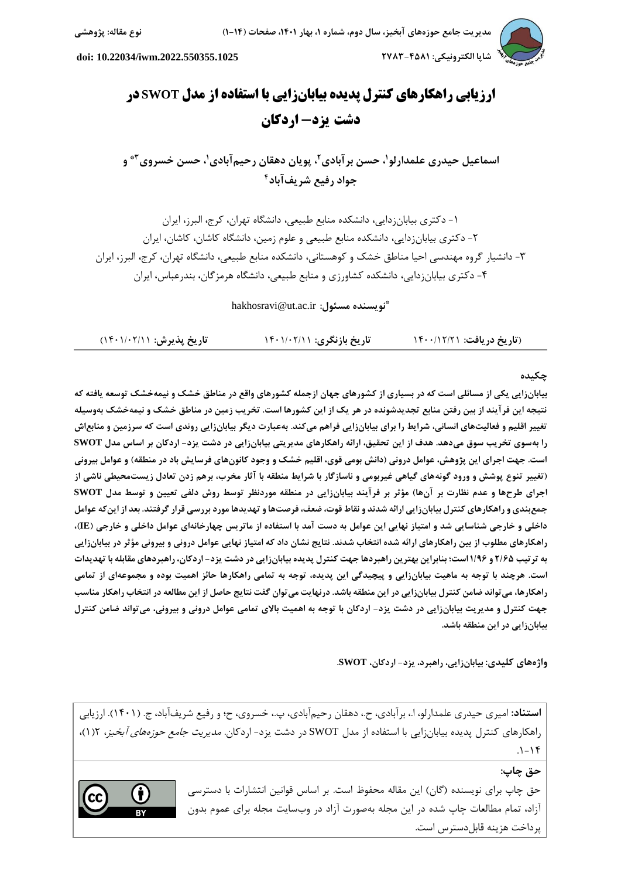# ارزیابی راهکارهای کنترل پدیده بیابان‌زایی با استفاده از مدل SWOT در دشت یزد– اردکان

**اسماعیل حیدری علمدارلو[1]، حسن برآبادی[2]، پویان دهقان رحیم‌آبادی[1]، حسن خسروی[3]* و جواد رفیع شریف‌آباد[4]**

۱- دکتری بیابان‌زدایی، دانشکده منابع طبیعی، دانشگاه تهران، کرج، البرز، ایران

۲- دکتری بیابان‌زدایی، دانشکده منابع طبیعی و علوم زمین، دانشگاه کاشان، کاشان، ایران

۳- دانشیار گروه مهندسی احیا مناطق خشک و کوهستانی، دانشکده منابع طبیعی، دانشگاه تهران، کرج، البرز، ایران

۴- دکتری بیابان‌زدایی، دانشکده کشاورزی و منابع طبیعی، دانشگاه هرمزگان، بندرعباس، ایران

*نویسنده مسئول: hakhosravi@ut.ac.ir

(تاریخ دریافت: ۱۴۰۰/۱۲/۲۱ | تاریخ بازنگری: ۱۴۰۱/۰۲/۱۱ | تاریخ پذیرش: ۱۴۰۱/۰۲/۱۱)

## چکیده

**بیابان‌زایی یکی از مسائلی است که در بسیاری از کشورهای جهان ازجمله کشورهای واقع در مناطق خشک و نیمه‌خشک توسعه یافته که نتیجه این فرآیند از بین رفتن منابع تجدیدشونده در هر یک از این کشورها است. تخریب زمین در مناطق خشک و نیمه‌خشک به‌وسیله تغییر اقلیم و فعالیت‌های انسانی، شرایط را برای بیابان‌زایی فراهم می‌کند. به‌عبارت دیگر بیابان‌زایی روندی است که سرزمین و منابع‌اش را به‌سوی تخریب سوق می‌دهد. هدف از این تحقیق، ارائه راهکارهای مدیریتی بیابان‌زایی در دشت یزد- اردکان بر اساس مدل SWOT است. جهت اجرای این پژوهش، عوامل درونی (دانش بومی قوی، اقلیم خشک و وجود کانون‌های فرسایش باد در منطقه) و عوامل بیرونی (تغییر تنوع پوشش و ورود گونه‌های گیاهی غیربومی و ناسازگار با شرایط منطقه با آثار مخرب، برهم زدن تعادل زیست‌محیطی ناشی از اجرای طرح‌ها و عدم نظارت بر آن‌ها) مؤثر بر فرآیند بیابان‌زایی در منطقه موردنظر توسط روش دلفی تعیین و توسط مدل SWOT جمع‌بندی و راهکارهای کنترل بیابان‌زایی ارائه شدند و نقاط قوت، ضعف، فرصت‌ها و تهدیدها مورد بررسی قرار گرفتند. بعد از این‌که عوامل داخلی و خارجی شناسایی شد و امتیاز نهایی این عوامل به دست آمد با استفاده از ماتریس چهارخانه‌ای عوامل داخلی و خارجی (IE)، راهکارهای مطلوب از بین راهکارهای ارائه شده انتخاب شدند. نتایج نشان داد که امتیاز نهایی عوامل درونی و بیرونی مؤثر در بیابان‌زایی به ترتیب ۲/۶۵ و ۱/۹۶ است؛ بنابراین بهترین راهبردها جهت کنترل پدیده بیابان‌زایی در دشت یزد- اردکان، راهبردهای مقابله با تهدیدات است. هرچند با توجه به ماهیت بیابان‌زایی و پیچیدگی این پدیده، توجه به تمامی راهکارها حائز اهمیت بوده و مجموعه‌ای از تمامی راهکارها، می‌تواند ضامن کنترل بیابان‌زایی در این منطقه باشد. درنهایت می‌توان گفت نتایج حاصل از این مطالعه در انتخاب راهکار مناسب جهت کنترل و مدیریت بیابان‌زایی در دشت یزد- اردکان با توجه به اهمیت بالای تمامی عوامل درونی و بیرونی، می‌تواند ضامن کنترل بیابان‌زایی در این منطقه باشد.**

**واژه‌های کلیدی:** بیابان‌زایی، راهبرد، یزد- اردکان، SWOT.

**استناد:** امیری حیدری علمدارلو، ا.، برآبادی، ح.، دهقان رحیم‌آبادی، پ.، خسروی، ح؛ و رفیع شریف‌آباد، ج. (۱۴۰۱). ارزیابی راهکارهای کنترل پدیده بیابان‌زایی با استفاده از مدل SWOT در دشت یزد- اردکان. *مدیریت جامع حوزه‌های آبخیز*، ۲(۱)، ۱۴-۱.

**حق چاپ:**

حق چاپ برای نویسنده (گان) این مقاله محفوظ است. بر اساس قوانین انتشارات با دسترسی آزاد، تمام مطالعات چاپ شده در این مجله به‌صورت آزاد در وب‌سایت مجله برای عموم بدون پرداخت هزینه قابل‌دسترس است.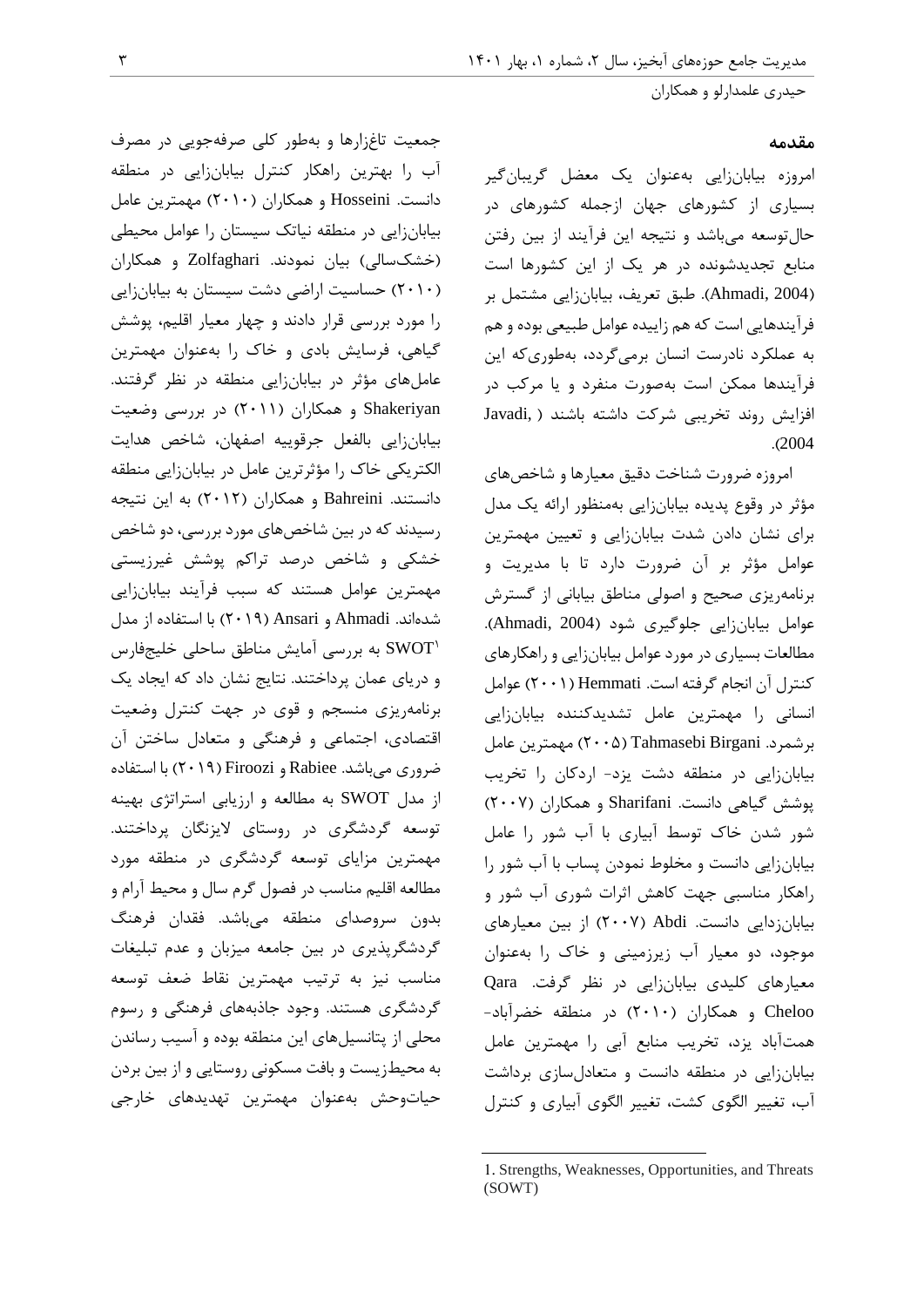## مقدمه

امروزه بیابان‌زایی به‌عنوان یک معضل گریبان‌گیر بسیاری از کشورهای جهان ازجمله کشورهای در حال‌توسعه می‌باشد و نتیجه این فرآیند از بین رفتن منابع تجدیدشونده در هر یک از این کشورها است (Ahmadi, 2004). طبق تعریف، بیابان‌زایی مشتمل بر فرآیندهایی است که هم زاییده عوامل طبیعی بوده و هم به عملکرد نادرست انسان برمی‌گردد، به‌طوری‌که این فرآیندها ممکن است به‌صورت منفرد و یا مرکب در افزایش روند تخریبی شرکت داشته باشند (Javadi, 2004).

امروزه ضرورت شناخت دقیق معیارها و شاخص‌های مؤثر در وقوع پدیده بیابان‌زایی به‌منظور ارائه یک مدل برای نشان دادن شدت بیابان‌زایی و تعیین مهمترین عوامل مؤثر بر آن ضرورت دارد تا با مدیریت و برنامه‌ریزی صحیح و اصولی مناطق بیابانی از گسترش عوامل بیابان‌زایی جلوگیری شود (Ahmadi, 2004). مطالعات بسیاری در مورد عوامل بیابان‌زایی و راهکارهای کنترل آن انجام گرفته است. Hemmati (۲۰۰۱) عوامل انسانی را مهمترین عامل تشدیدکننده بیابان‌زایی برشمرد. Tahmasebi Birgani (۲۰۰۵) مهمترین عامل بیابان‌زایی در منطقه دشت یزد- اردکان را تخریب پوشش گیاهی دانست. Sharifani و همکاران (۲۰۰۷) شور شدن خاک توسط آبیاری با آب شور را عامل بیابان‌زایی دانست و مخلوط نمودن پساب با آب شور را راهکار مناسبی جهت کاهش اثرات شوری آب شور و بیابان‌زدایی دانست. Abdi (۲۰۰۷) از بین معیارهای موجود، دو معیار آب زیرزمینی و خاک را به‌عنوان معیارهای کلیدی بیابان‌زایی در نظر گرفت. Qara Cheloo و همکاران (۲۰۱۰) در منطقه خضرآباد- همت‌آباد یزد، تخریب منابع آبی را مهمترین عامل بیابان‌زایی در منطقه دانست و متعادل‌سازی برداشت آب، تغییر الگوی کشت، تغییر الگوی آبیاری و کنترل جمعیت تاغزارها و به‌طور کلی صرفه‌جویی در مصرف آب را بهترین راهکار کنترل بیابان‌زایی در منطقه دانست. Hosseini و همکاران (۲۰۱۰) مهمترین عامل بیابان‌زایی در منطقه نیاتک سیستان را عوامل محیطی (خشک‌سالی) بیان نمودند. Zolfaghari و همکاران (۲۰۱۰) حساسیت اراضی دشت سیستان به بیابان‌زایی را مورد بررسی قرار دادند و چهار معیار اقلیم، پوشش گیاهی، فرسایش بادی و خاک را به‌عنوان مهمترین عامل‌های مؤثر در بیابان‌زایی منطقه در نظر گرفتند. Shakeriyan و همکاران (۲۰۱۱) در بررسی وضعیت بیابان‌زایی بالفعل جرقویه اصفهان، شاخص هدایت الکتریکی خاک را مؤثرترین عامل در بیابان‌زایی منطقه دانستند. Bahreini و همکاران (۲۰۱۲) به این نتیجه رسیدند که در بین شاخص‌های مورد بررسی، دو شاخص خشکی و شاخص درصد تراکم پوشش غیرزیستی مهمترین عوامل هستند که سبب فرآیند بیابان‌زایی شده‌اند. Ahmadi و Ansari (۲۰۱۹) با استفاده از مدل SWOT[1] به بررسی آمایش مناطق ساحلی خلیج‌فارس و دریای عمان پرداختند. نتایج نشان داد که ایجاد یک برنامه‌ریزی منسجم و قوی در جهت کنترل وضعیت اقتصادی، اجتماعی و فرهنگی و متعادل ساختن آن ضروری می‌باشد. Rabiee و Firoozi (۲۰۱۹) با استفاده از مدل SWOT به مطالعه و ارزیابی استراتژی بهینه توسعه گردشگری در روستای لایزنگان پرداختند. مهمترین مزایای توسعه گردشگری در منطقه مورد مطالعه اقلیم مناسب در فصول گرم سال و محیط آرام و بدون سروصدای منطقه می‌باشد. فقدان فرهنگ گردشگرپذیری در بین جامعه میزبان و عدم تبلیغات مناسب نیز به ترتیب مهمترین نقاط ضعف توسعه گردشگری هستند. وجود جاذبه‌های فرهنگی و رسوم محلی از پتانسیل‌های این منطقه بوده و آسیب رساندن به محیط‌زیست و بافت مسکونی روستایی و از بین بردن حیات‌وحش به‌عنوان مهمترین تهدیدهای خارجی

---

1. Strengths, Weaknesses, Opportunities, and Threats (SOWT)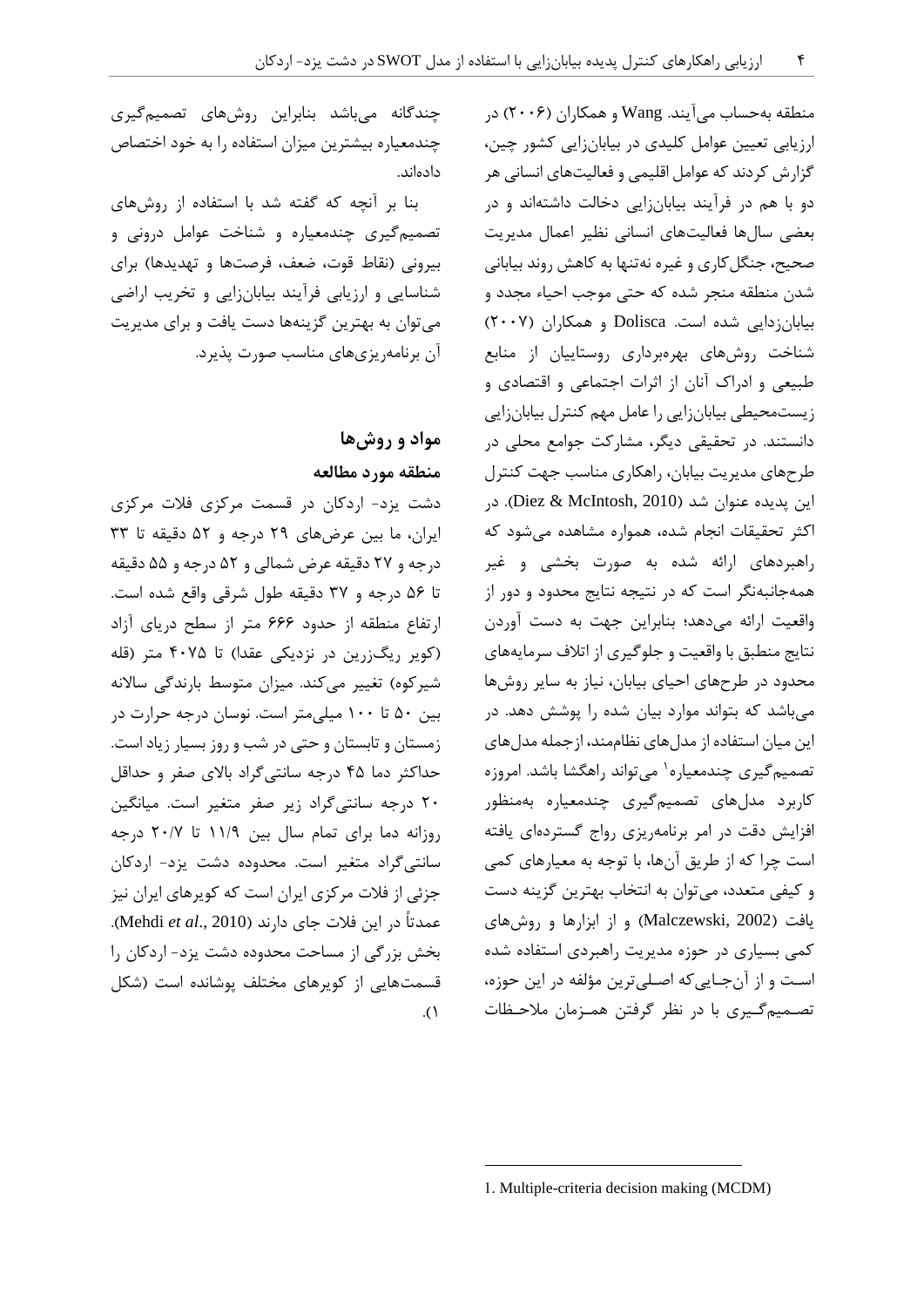منطقه به‌حساب می‌آیند. Wang و همکاران (۲۰۰۶) در ارزیابی تعیین عوامل کلیدی در بیابان‌زایی کشور چین، گزارش کردند که عوامل اقلیمی و فعالیت‌های انسانی هر دو با هم در فرآیند بیابان‌زایی دخالت داشته‌اند و در بعضی سال‌ها فعالیت‌های انسانی نظیر اعمال مدیریت صحیح، جنگل‌کاری و غیره نه‌تنها به کاهش روند بیابانی شدن منطقه منجر شده که حتی موجب احیاء مجدد و بیابان‌زدایی شده است. Dolisca و همکاران (۲۰۰۷) شناخت روش‌های بهره‌برداری روستاییان از منابع طبیعی و ادراک آنان از اثرات اجتماعی و اقتصادی و زیست‌محیطی بیابان‌زایی را عامل مهم کنترل بیابان‌زایی دانستند. در تحقیقی دیگر، مشارکت جوامع محلی در طرح‌های مدیریت بیابان، راهکاری مناسب جهت کنترل این پدیده عنوان شد (Diez & McIntosh, 2010). در اکثر تحقیقات انجام شده، همواره مشاهده می‌شود که راهبردهای ارائه شده به صورت بخشی و غیر همه‌جانبه‌نگر است که در نتیجه نتایج محدود و دور از واقعیت ارائه می‌دهد؛ بنابراین جهت به دست آوردن نتایج منطبق با واقعیت و جلوگیری از اتلاف سرمایه‌های محدود در طرح‌های احیای بیابان، نیاز به سایر روش‌ها می‌باشد که بتواند موارد بیان شده را پوشش دهد. در این میان استفاده از مدل‌های نظام‌مند، ازجمله مدل‌های تصمیم‌گیری چندمعیاره[1] می‌تواند راهگشا باشد. امروزه کاربرد مدل‌های تصمیم‌گیری چندمعیاره به‌منظور افزایش دقت در امر برنامه‌ریزی رواج گسترده‌ای یافته است چرا که از طریق آن‌ها، با توجه به معیارهای کمی و کیفی متعدد، می‌توان به انتخاب بهترین گزینه دست یافت (Malczewski, 2002) و از ابزارها و روش‌های کمی بسیاری در حوزه مدیریت راهبردی استفاده شده است و از آن‌جایی‌که اصلی‌ترین مؤلفه در این حوزه، تصمیم‌گیری با در نظر گرفتن هم‌زمان ملاحظات چندگانه می‌باشد بنابراین روش‌های تصمیم‌گیری چندمعیاره بیشترین میزان استفاده را به خود اختصاص داده‌اند.

بنا بر آنچه که گفته شد با استفاده از روش‌های تصمیم‌گیری چندمعیاره و شناخت عوامل درونی و بیرونی (نقاط قوت، ضعف، فرصت‌ها و تهدیدها) برای شناسایی و ارزیابی فرآیند بیابان‌زایی و تخریب اراضی می‌توان به بهترین گزینه‌ها دست یافت و برای مدیریت آن برنامه‌ریزی‌های مناسب صورت پذیرد.

## مواد و روش‌ها

### منطقه مورد مطالعه

دشت یزد- اردکان در قسمت مرکزی فلات مرکزی ایران، ما بین عرض‌های ۲۹ درجه و ۵۲ دقیقه تا ۳۳ درجه و ۲۷ دقیقه عرض شمالی و ۵۲ درجه و ۵۵ دقیقه تا ۵۶ درجه و ۳۷ دقیقه طول شرقی واقع شده است. ارتفاع منطقه از حدود ۶۶۶ متر از سطح دریای آزاد (کویر ریگ‌زرین در نزدیکی عقدا) تا ۴۰۷۵ متر (قله شیرکوه) تغییر می‌کند. میزان متوسط بارندگی سالانه بین ۵۰ تا ۱۰۰ میلی‌متر است. نوسان درجه حرارت در زمستان و تابستان و حتی در شب و روز بسیار زیاد است. حداکثر دما ۴۵ درجه سانتی‌گراد بالای صفر و حداقل ۲۰ درجه سانتی‌گراد زیر صفر متغیر است. میانگین روزانه دما برای تمام سال بین ۱۱/۹ تا ۲۰/۷ درجه سانتی‌گراد متغیر است. محدوده دشت یزد- اردکان جزئی از فلات مرکزی ایران است که کویرهای ایران نیز عمدتاً در این فلات جای دارند (Mehdi *et al*., 2010). بخش بزرگی از مساحت محدوده دشت یزد- اردکان را قسمت‌هایی از کویرهای مختلف پوشانده است (شکل ۱).

---

1. Multiple-criteria decision making (MCDM)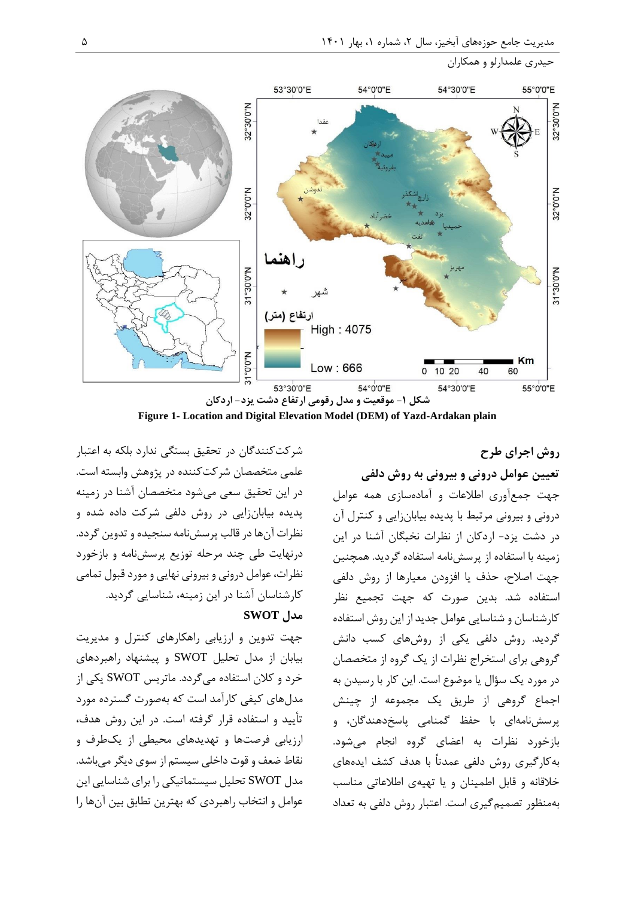شکل ۱- موقعیت و مدل رقومی ارتفاع دشت یزد- اردکان

**Figure 1- Location and Digital Elevation Model (DEM) of Yazd-Ardakan plain**

## روش اجرای طرح

### تعیین عوامل درونی و بیرونی به روش دلفی

جهت جمع‌آوری اطلاعات و آماده‌سازی همه عوامل درونی و بیرونی مرتبط با پدیده بیابان‌زایی و کنترل آن در دشت یزد- اردکان از نظرات نخبگان آشنا در این زمینه با استفاده از پرسش‌نامه استفاده گردید. همچنین جهت اصلاح، حذف یا افزودن معیارها از روش دلفی استفاده شد. بدین صورت که جهت تجمیع نظر کارشناسان و شناسایی عوامل جدید از این روش استفاده گردید. روش دلفی یکی از روش‌های کسب دانش گروهی برای استخراج نظرات از یک گروه از متخصصان در مورد یک سؤال یا موضوع است. این کار با رسیدن به اجماع گروهی از طریق یک مجموعه از چینش پرسش‌نامه‌ای با حفظ گمنامی پاسخ‌دهندگان، و بازخورد نظرات به اعضای گروه انجام می‌شود. به‌کارگیری روش دلفی عمدتاً با هدف کشف ایده‌های خلاقانه و قابل اطمینان و یا تهیه‌ی اطلاعاتی مناسب به‌منظور تصمیم‌گیری است. اعتبار روش دلفی به تعداد شرکت‌کنندگان در تحقیق بستگی ندارد بلکه به اعتبار علمی متخصصان شرکت‌کننده در پژوهش وابسته است. در این تحقیق سعی می‌شود متخصصان آشنا در زمینه پدیده بیابان‌زایی در روش دلفی شرکت داده شده و نظرات آن‌ها در قالب پرسش‌نامه سنجیده و تدوین گردد. درنهایت طی چند مرحله توزیع پرسش‌نامه و بازخورد نظرات، عوامل درونی و بیرونی نهایی و مورد قبول تمامی کارشناسان آشنا در این زمینه، شناسایی گردید.

### مدل SWOT

جهت تدوین و ارزیابی راهکارهای کنترل و مدیریت بیابان از مدل تحلیل SWOT و پیشنهاد راهبردهای خرد و کلان استفاده می‌گردد. ماتریس SWOT یکی از مدل‌های کیفی کارآمد است که به‌صورت گسترده مورد تأیید و استفاده قرار گرفته است. در این روش هدف، ارزیابی فرصت‌ها و تهدیدهای محیطی از یک‌طرف و نقاط ضعف و قوت داخلی سیستم از سوی دیگر می‌باشد. مدل SWOT تحلیل سیستماتیکی را برای شناسایی این عوامل و انتخاب راهبردی که بهترین تطابق بین آن‌ها را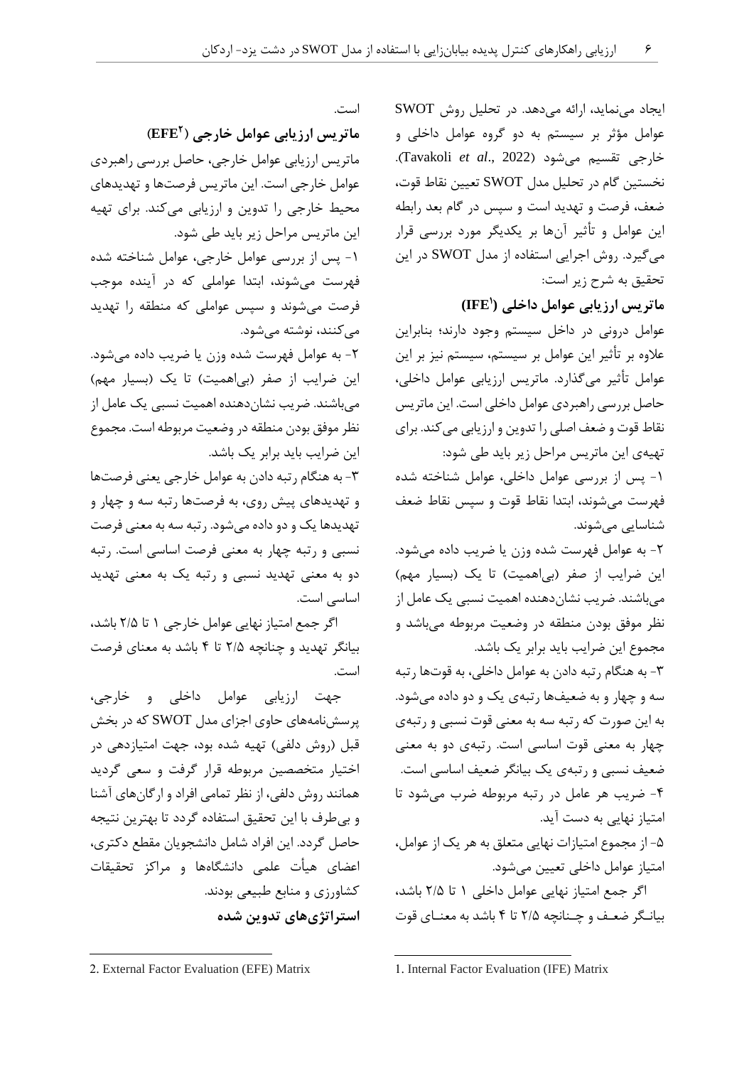ایجاد می‌نماید، ارائه می‌دهد. در تحلیل روش SWOT عوامل مؤثر بر سیستم به دو گروه عوامل داخلی و خارجی تقسیم می‌شود (Tavakoli *et al*., 2022). نخستین گام در تحلیل مدل SWOT تعیین نقاط قوت، ضعف، فرصت و تهدید است و سپس در گام بعد رابطه این عوامل و تأثیر آن‌ها بر یکدیگر مورد بررسی قرار می‌گیرد. روش اجرایی استفاده از مدل SWOT در این تحقیق به شرح زیر است:

**ماتریس ارزیابی عوامل داخلی (IFE[1])**

عوامل درونی در داخل سیستم وجود دارند؛ بنابراین علاوه بر تأثیر این عوامل بر سیستم، سیستم نیز بر این عوامل تأثیر می‌گذارد. ماتریس ارزیابی عوامل داخلی، حاصل بررسی راهبردی عوامل داخلی است. این ماتریس نقاط قوت و ضعف اصلی را تدوین و ارزیابی می‌کند. برای تهیه‌ی این ماتریس مراحل زیر باید طی شود:

۱- پس از بررسی عوامل داخلی، عوامل شناخته شده فهرست می‌شوند، ابتدا نقاط قوت و سپس نقاط ضعف شناسایی می‌شوند.

۲- به عوامل فهرست شده وزن یا ضریب داده می‌شود. این ضرایب از صفر (بی‌اهمیت) تا یک (بسیار مهم) می‌باشند. ضریب نشان‌دهنده اهمیت نسبی یک عامل از نظر موفق بودن منطقه در وضعیت مربوطه می‌باشد و مجموع این ضرایب باید برابر یک باشد.

۳- به هنگام رتبه دادن به عوامل داخلی، به قوت‌ها رتبه سه و چهار و به ضعیف‌ها رتبه‌ی یک و دو داده می‌شود. به این صورت که رتبه سه به معنی قوت نسبی و رتبه‌ی چهار به معنی قوت اساسی است. رتبه‌ی دو به معنی ضعیف نسبی و رتبه‌ی یک بیانگر ضعیف اساسی است.

۴- ضریب هر عامل در رتبه مربوطه ضرب می‌شود تا امتیاز نهایی به دست آید.

۵- از مجموع امتیازات نهایی متعلق به هر یک از عوامل، امتیاز عوامل داخلی تعیین می‌شود.

اگر جمع امتیاز نهایی عوامل داخلی ۱ تا ۲/۵ باشد، بیانگر ضعف و چنانچه ۲/۵ تا ۴ باشد به معنای قوت است.

**ماتریس ارزیابی عوامل خارجی (EFE[2])**

ماتریس ارزیابی عوامل خارجی، حاصل بررسی راهبردی عوامل خارجی است. این ماتریس فرصت‌ها و تهدیدهای محیط خارجی را تدوین و ارزیابی می‌کند. برای تهیه این ماتریس مراحل زیر باید طی شود.

۱- پس از بررسی عوامل خارجی، عوامل شناخته شده فهرست می‌شوند، ابتدا عواملی که در آینده موجب فرصت می‌شوند و سپس عواملی که منطقه را تهدید می‌کنند، نوشته می‌شود.

۲- به عوامل فهرست شده وزن یا ضریب داده می‌شود. این ضرایب از صفر (بی‌اهمیت) تا یک (بسیار مهم) می‌باشند. ضریب نشان‌دهنده اهمیت نسبی یک عامل از نظر موفق بودن منطقه در وضعیت مربوطه است. مجموع این ضرایب باید برابر یک باشد.

۳- به هنگام رتبه دادن به عوامل خارجی یعنی فرصت‌ها و تهدیدهای پیش روی، به فرصت‌ها رتبه سه و چهار و تهدیدها یک و دو داده می‌شود. رتبه سه به معنی فرصت نسبی و رتبه چهار به معنی فرصت اساسی است. رتبه دو به معنی تهدید نسبی و رتبه یک به معنی تهدید اساسی است.

اگر جمع امتیاز نهایی عوامل خارجی ۱ تا ۲/۵ باشد، بیانگر تهدید و چنانچه ۲/۵ تا ۴ باشد به معنای فرصت است.

جهت ارزیابی عوامل داخلی و خارجی، پرسش‌نامه‌های حاوی اجزای مدل SWOT که در بخش قبل (روش دلفی) تهیه شده بود، جهت امتیازدهی در اختیار متخصصین مربوطه قرار گرفت و سعی گردید همانند روش دلفی، از نظر تمامی افراد و ارگان‌های آشنا و بی‌طرف با این تحقیق استفاده گردد تا بهترین نتیجه حاصل گردد. این افراد شامل دانشجویان مقطع دکتری، اعضای هیأت علمی دانشگاه‌ها و مراکز تحقیقات کشاورزی و منابع طبیعی بودند.

**استراتژی‌های تدوین شده**

---

1. Internal Factor Evaluation (IFE) Matrix

2. External Factor Evaluation (EFE) Matrix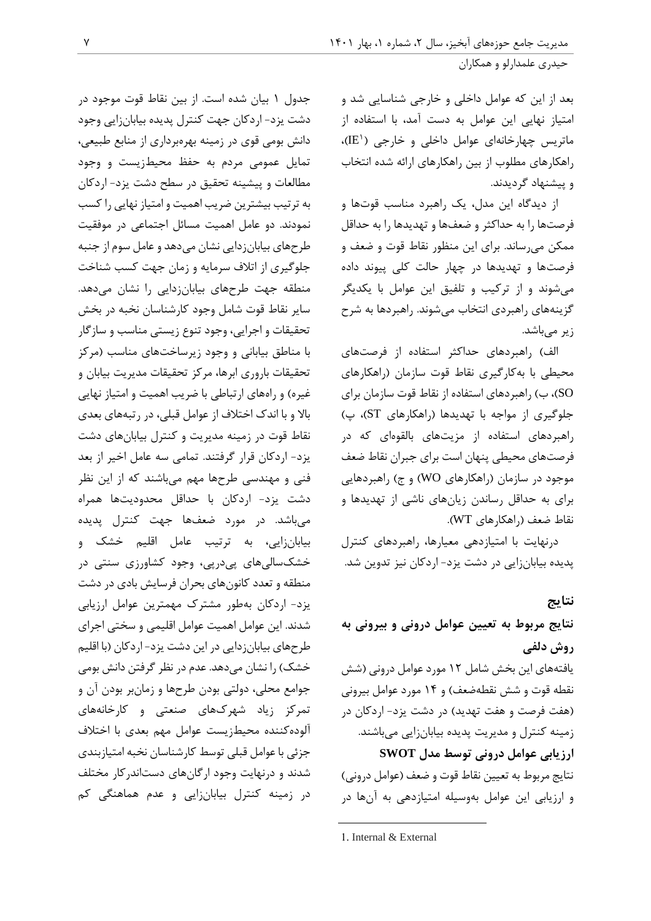بعد از این که عوامل داخلی و خارجی شناسایی شد و امتیاز نهایی این عوامل به دست آمد، با استفاده از ماتریس چهارخانه‌ای عوامل داخلی و خارجی (IE[1])، راهکارهای مطلوب از بین راهکارهای ارائه شده انتخاب و پیشنهاد گردیدند.

از دیدگاه این مدل، یک راهبرد مناسب قوت‌ها و فرصت‌ها را به حداکثر و ضعف‌ها و تهدیدها را به حداقل ممکن می‌رساند. برای این منظور نقاط قوت و ضعف و فرصت‌ها و تهدیدها در چهار حالت کلی پیوند داده می‌شوند و از ترکیب و تلفیق این عوامل با یکدیگر گزینه‌های راهبردی انتخاب می‌شوند. راهبردها به شرح زیر می‌باشد.

الف) راهبردهای حداکثر استفاده از فرصت‌های محیطی با به‌کارگیری نقاط قوت سازمان (راهکارهای SO)، ب) راهبردهای استفاده از نقاط قوت سازمان برای جلوگیری از مواجه با تهدیدها (راهکارهای ST)، پ) راهبردهای استفاده از مزیت‌های بالقوه‌ای که در فرصت‌های محیطی پنهان است برای جبران نقاط ضعف موجود در سازمان (راهکارهای WO) و ج) راهبردهایی برای به حداقل رساندن زیان‌های ناشی از تهدیدها و نقاط ضعف (راهکارهای WT).

درنهایت با امتیازدهی معیارها، راهبردهای کنترل پدیده بیابان‌زایی در دشت یزد- اردکان نیز تدوین شد.

## نتایج

### نتایج مربوط به تعیین عوامل درونی و بیرونی به روش دلفی

یافته‌های این بخش شامل ۱۲ مورد عوامل درونی (شش نقطه قوت و شش نقطه‌ضعف) و ۱۴ مورد عوامل بیرونی (هفت فرصت و هفت تهدید) در دشت یزد- اردکان در زمینه کنترل و مدیریت پدیده بیابان‌زایی می‌باشند.

### ارزیابی عوامل درونی توسط مدل SWOT

نتایج مربوط به تعیین نقاط قوت و ضعف (عوامل درونی) و ارزیابی این عوامل به‌وسیله امتیازدهی به آن‌ها در جدول ۱ بیان شده است. از بین نقاط قوت موجود در دشت یزد- اردکان جهت کنترل پدیده بیابان‌زایی وجود دانش بومی قوی در زمینه بهره‌برداری از منابع طبیعی، تمایل عمومی مردم به حفظ محیط‌زیست و وجود مطالعات و پیشینه تحقیق در سطح دشت یزد- اردکان به ترتیب بیشترین ضریب اهمیت و امتیاز نهایی را کسب نمودند. دو عامل اهمیت مسائل اجتماعی در موفقیت طرح‌های بیابان‌زدایی نشان می‌دهد و عامل سوم از جنبه جلوگیری از اتلاف سرمایه و زمان جهت کسب شناخت منطقه جهت طرح‌های بیابان‌زدایی را نشان می‌دهد. سایر نقاط قوت شامل وجود کارشناسان نخبه در بخش تحقیقات و اجرایی، وجود تنوع زیستی مناسب و سازگار با مناطق بیابانی و وجود زیرساخت‌های مناسب (مرکز تحقیقات باروری ابرها، مرکز تحقیقات مدیریت بیابان و غیره) و راه‌های ارتباطی با ضریب اهمیت و امتیاز نهایی بالا و با اندک اختلاف از عوامل قبلی، در رتبه‌های بعدی نقاط قوت در زمینه مدیریت و کنترل بیابان‌های دشت یزد- اردکان قرار گرفتند. تمامی سه عامل اخیر از بعد فنی و مهندسی طرح‌ها مهم می‌باشند که از این نظر دشت یزد- اردکان با حداقل محدودیت‌ها همراه می‌باشد. در مورد ضعف‌ها جهت کنترل پدیده بیابان‌زایی، به ترتیب عامل اقلیم خشک و خشک‌سالی‌های پی‌درپی، وجود کشاورزی سنتی در منطقه و تعدد کانون‌های بحران فرسایش بادی در دشت یزد- اردکان به‌طور مشترک مهمترین عوامل ارزیابی شدند. این عوامل اهمیت عوامل اقلیمی و سختی اجرای طرح‌های بیابان‌زدایی در این دشت یزد- اردکان (با اقلیم خشک) را نشان می‌دهد. عدم در نظر گرفتن دانش بومی جوامع محلی، دولتی بودن طرح‌ها و زمان‌بر بودن آن و تمرکز زیاد شهرک‌های صنعتی و کارخانه‌های آلوده‌کننده محیط‌زیست عوامل مهم بعدی با اختلاف جزئی با عوامل قبلی توسط کارشناسان نخبه امتیازبندی شدند و درنهایت وجود ارگان‌های دست‌اندرکار مختلف در زمینه کنترل بیابان‌زایی و عدم هماهنگی کم

---

1. Internal & External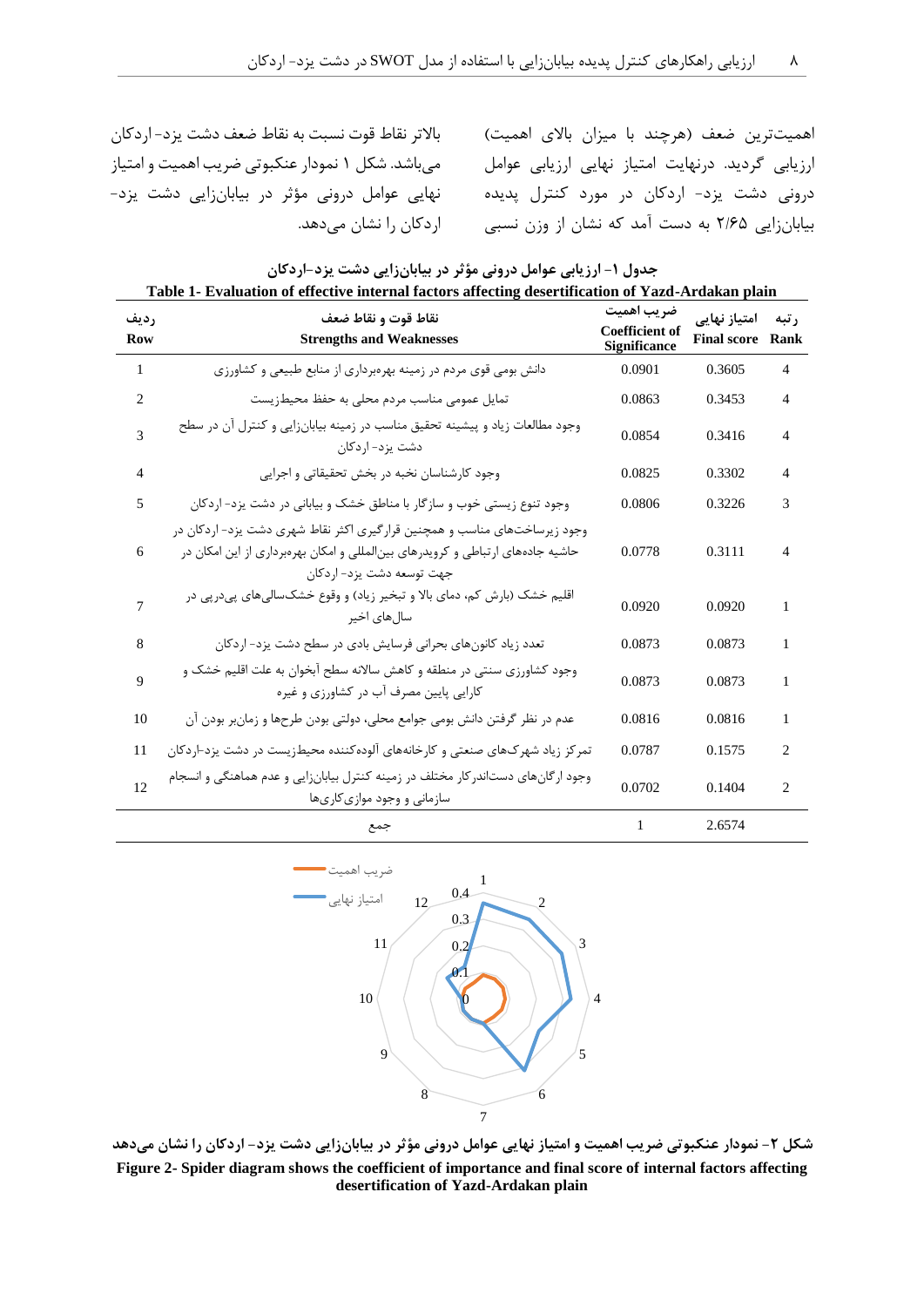اهمیت‌ترین ضعف (هرچند با میزان بالای اهمیت) ارزیابی گردید. درنهایت امتیاز نهایی ارزیابی عوامل درونی دشت یزد- اردکان در مورد کنترل پدیده بیابان‌زایی ۲/۶۵ به دست آمد که نشان از وزن نسبی بالاتر نقاط قوت نسبت به نقاط ضعف دشت یزد- اردکان می‌باشد. شکل ۱ نمودار عنکبوتی ضریب اهمیت و امتیاز نهایی عوامل درونی مؤثر در بیابان‌زایی دشت یزد- اردکان را نشان می‌دهد.

**جدول ۱- ارزیابی عوامل درونی مؤثر در بیابان‌زایی دشت یزد-اردکان**

**Table 1- Evaluation of effective internal factors affecting desertification of Yazd-Ardakan plain**

| ردیف Row | نقاط قوت و نقاط ضعف Strengths and Weaknesses | ضریب اهمیت Coefficient of Significance | امتیاز نهایی Final score | رتبه Rank |
|---|---|---|---|---|
| 1 | دانش بومی قوی مردم در زمینه بهره‌برداری از منابع طبیعی و کشاورزی | 0.0901 | 0.3605 | 4 |
| 2 | تمایل عمومی مناسب مردم محلی به حفظ محیط‌زیست | 0.0863 | 0.3453 | 4 |
| 3 | وجود مطالعات زیاد و پیشینه تحقیق مناسب در زمینه بیابان‌زایی و کنترل آن در سطح دشت یزد- اردکان | 0.0854 | 0.3416 | 4 |
| 4 | وجود کارشناسان نخبه در بخش تحقیقاتی و اجرایی | 0.0825 | 0.3302 | 4 |
| 5 | وجود تنوع زیستی خوب و سازگار با مناطق خشک و بیابانی در دشت یزد- اردکان | 0.0806 | 0.3226 | 3 |
| 6 | وجود زیرساخت‌های مناسب و همچنین قرارگیری اکثر نقاط شهری دشت یزد- اردکان در حاشیه جاده‌های ارتباطی و کریدرهای بین‌المللی و امکان بهره‌برداری از این امکان در جهت توسعه دشت یزد- اردکان | 0.0778 | 0.3111 | 4 |
| 7 | اقلیم خشک (بارش کم، دمای بالا و تبخیر زیاد) و وقوع خشک‌سالی‌های پی‌درپی در سال‌های اخیر | 0.0920 | 0.0920 | 1 |
| 8 | تعدد زیاد کانون‌های بحرانی فرسایش بادی در سطح دشت یزد- اردکان | 0.0873 | 0.0873 | 1 |
| 9 | وجود کشاورزی سنتی در منطقه و کاهش سالانه سطح آبخوان به علت اقلیم خشک و کارایی پایین مصرف آب در کشاورزی و غیره | 0.0873 | 0.0873 | 1 |
| 10 | عدم در نظر گرفتن دانش بومی جوامع محلی، دولتی بودن طرح‌ها و زمان‌بر بودن آن | 0.0816 | 0.0816 | 1 |
| 11 | تمرکز زیاد شهرک‌های صنعتی و کارخانه‌های آلوده‌کننده محیط‌زیست در دشت یزد-اردکان | 0.0787 | 0.1575 | 2 |
| 12 | وجود ارگان‌های دست‌اندرکار مختلف در زمینه کنترل بیابان‌زایی و عدم هماهنگی و انسجام سازمانی و وجود موازی‌کاری‌ها | 0.0702 | 0.1404 | 2 |
| | جمع | 1 | 2.6574 | |

**شکل ۲- نمودار عنکبوتی ضریب اهمیت و امتیاز نهایی عوامل درونی مؤثر در بیابان‌زایی دشت یزد- اردکان را نشان می‌دهد**

**Figure 2- Spider diagram shows the coefficient of importance and final score of internal factors affecting desertification of Yazd-Ardakan plain**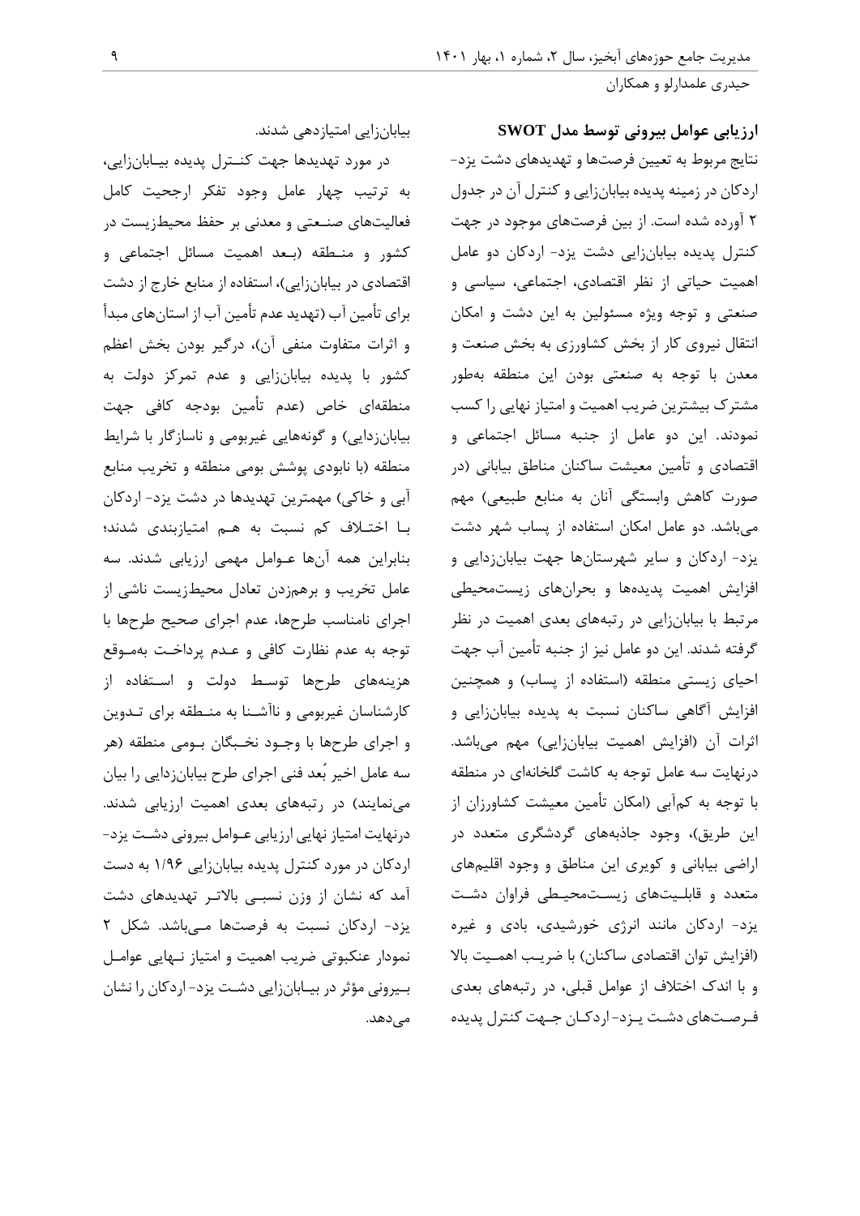**ارزیابی عوامل بیرونی توسط مدل SWOT**

نتایج مربوط به تعیین فرصت‌ها و تهدیدهای دشت یزد- اردکان در زمینه پدیده بیابان‌زایی و کنترل آن در جدول ۲ آورده شده است. از بین فرصت‌های موجود در جهت کنترل پدیده بیابان‌زایی دشت یزد- اردکان دو عامل اهمیت حیاتی از نظر اقتصادی، اجتماعی، سیاسی و صنعتی و توجه ویژه مسئولین به این دشت و امکان انتقال نیروی کار از بخش کشاورزی به بخش صنعت و معدن با توجه به صنعتی بودن این منطقه به‌طور مشترک بیشترین ضریب اهمیت و امتیاز نهایی را کسب نمودند. این دو عامل از جنبه مسائل اجتماعی و اقتصادی و تأمین معیشت ساکنان مناطق بیابانی (در صورت کاهش وابستگی آنان به منابع طبیعی) مهم می‌باشد. دو عامل امکان استفاده از پساب شهر دشت یزد- اردکان و سایر شهرستان‌ها جهت بیابان‌زدایی و افزایش اهمیت پدیده‌ها و بحران‌های زیست‌محیطی مرتبط با بیابان‌زایی در رتبه‌های بعدی اهمیت در نظر گرفته شدند. این دو عامل نیز از جنبه تأمین آب جهت احیای زیستی منطقه (استفاده از پساب) و همچنین افزایش آگاهی ساکنان نسبت به پدیده بیابان‌زایی و اثرات آن (افزایش اهمیت بیابان‌زایی) مهم می‌باشد. درنهایت سه عامل توجه به کاشت گلخانه‌ای در منطقه با توجه به کم‌آبی (امکان تأمین معیشت کشاورزان از این طریق)، وجود جاذبه‌های گردشگری متعدد در اراضی بیابانی و کویری این مناطق و وجود اقلیم‌های متعدد و قابلیت‌های زیست‌محیطی فراوان دشت یزد- اردکان مانند انرژی خورشیدی، بادی و غیره (افزایش توان اقتصادی ساکنان) با ضریب اهمیت بالا و با اندک اختلاف از عوامل قبلی، در رتبه‌های بعدی فرصت‌های دشت یزد- اردکان جهت کنترل پدیده بیابان‌زایی امتیازدهی شدند.

در مورد تهدیدها جهت کنترل پدیده بیابان‌زایی، به ترتیب چهار عامل وجود تفکر ارجحیت کامل فعالیت‌های صنعتی و معدنی بر حفظ محیط‌زیست در کشور و منطقه (بعد اهمیت مسائل اجتماعی و اقتصادی در بیابان‌زایی)، استفاده از منابع خارج از دشت برای تأمین آب (تهدید عدم تأمین آب از استان‌های مبدأ و اثرات متفاوت منفی آن)، درگیر بودن بخش اعظم کشور با پدیده بیابان‌زایی و عدم تمرکز دولت به منطقه‌ای خاص (عدم تأمین بودجه کافی جهت بیابان‌زدایی) و گونه‌هایی غیربومی و ناسازگار با شرایط منطقه (با نابودی پوشش بومی منطقه و تخریب منابع آبی و خاکی) مهمترین تهدیدها در دشت یزد- اردکان با اختلاف کم نسبت به هم امتیازبندی شدند؛ بنابراین همه آن‌ها عوامل مهمی ارزیابی شدند. سه عامل تخریب و برهم‌زدن تعادل محیط‌زیست ناشی از اجرای نامناسب طرح‌ها، عدم اجرای صحیح طرح‌ها با توجه به عدم نظارت کافی و عدم پرداخت به‌موقع هزینه‌های طرح‌ها توسط دولت و استفاده از کارشناسان غیربومی و ناآشنا به منطقه برای تدوین و اجرای طرح‌ها با وجود نخبگان بومی منطقه (هر سه عامل اخیر بُعد فنی اجرای طرح بیابان‌زدایی را بیان می‌نمایند) در رتبه‌های بعدی اهمیت ارزیابی شدند. درنهایت امتیاز نهایی ارزیابی عوامل بیرونی دشت یزد- اردکان در مورد کنترل پدیده بیابان‌زایی ۱/۹۶ به دست آمد که نشان از وزن نسبی بالاتر تهدیدهای دشت یزد- اردکان نسبت به فرصت‌ها می‌باشد. شکل ۲ نمودار عنکبوتی ضریب اهمیت و امتیاز نهایی عوامل بیرونی مؤثر در بیابان‌زایی دشت یزد- اردکان را نشان می‌دهد.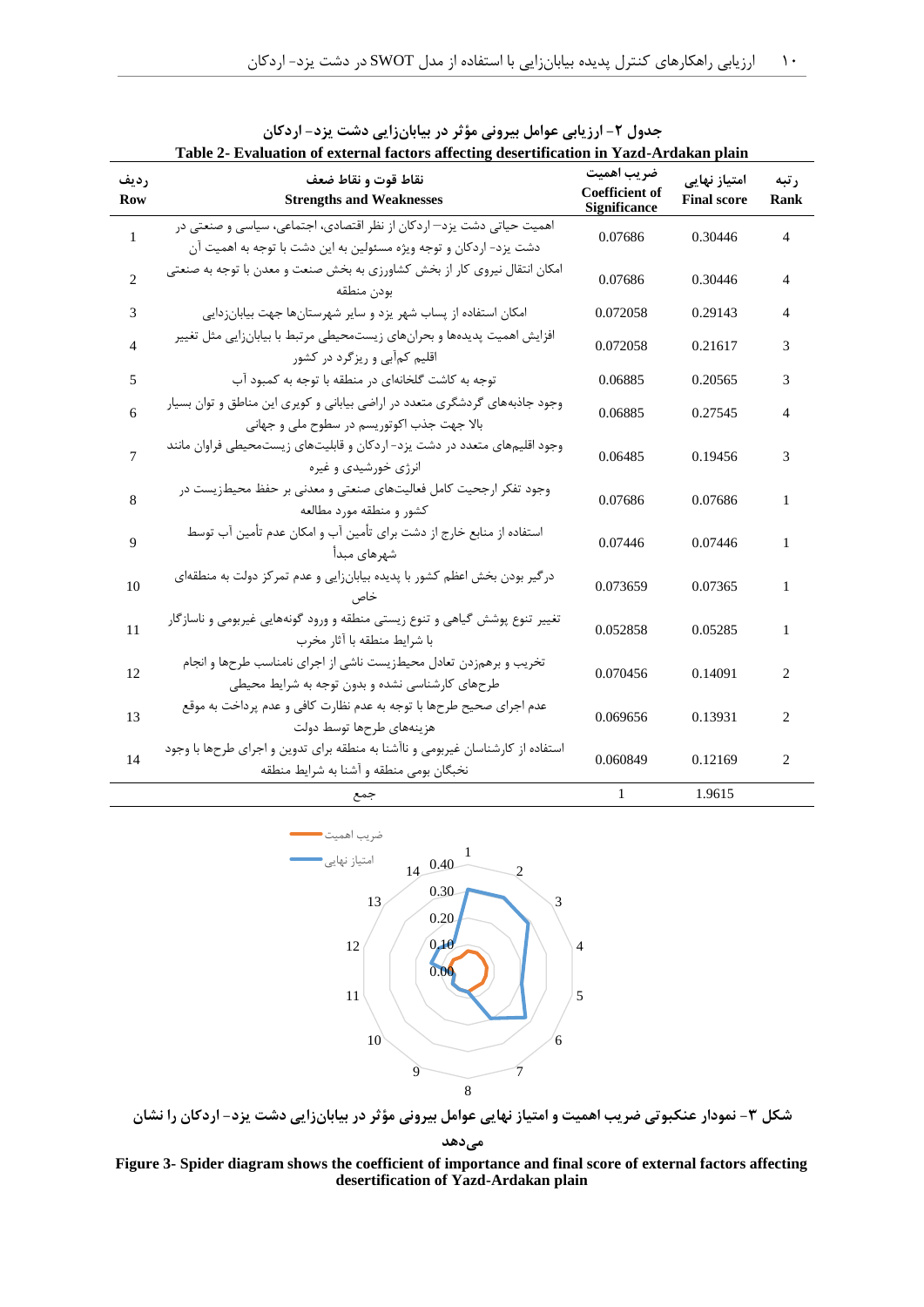**جدول ۲- ارزیابی عوامل بیرونی مؤثر در بیابان‌زایی دشت یزد- اردکان**

**Table 2- Evaluation of external factors affecting desertification in Yazd-Ardakan plain**

| ردیف Row | نقاط قوت و نقاط ضعف Strengths and Weaknesses | ضریب اهمیت Coefficient of Significance | امتیاز نهایی Final score | رتبه Rank |
|---|---|---|---|---|
| 1 | اهمیت حیاتی دشت یزد– اردکان از نظر اقتصادی، اجتماعی، سیاسی و صنعتی در دشت یزد- اردکان و توجه ویژه مسئولین به این دشت با توجه به اهمیت آن | 0.07686 | 0.30446 | 4 |
| 2 | امکان انتقال نیروی کار از بخش کشاورزی به بخش صنعت و معدن با توجه به صنعتی بودن منطقه | 0.07686 | 0.30446 | 4 |
| 3 | امکان استفاده از پساب شهر یزد و سایر شهرستان‌ها جهت بیابان‌زدایی | 0.072058 | 0.29143 | 4 |
| 4 | افزایش اهمیت پدیده‌ها و بحران‌های زیست‌محیطی مرتبط با بیابان‌زایی مثل تغییر اقلیم کم‌آبی و ریزگرد در کشور | 0.072058 | 0.21617 | 3 |
| 5 | توجه به کاشت گلخانه‌ای در منطقه با توجه به کمبود آب | 0.06885 | 0.20565 | 3 |
| 6 | وجود جاذبه‌های گردشگری متعدد در اراضی بیابانی و کویری این مناطق و توان بسیار بالا جهت جذب اکوتوریسم در سطوح ملی و جهانی | 0.06885 | 0.27545 | 4 |
| 7 | وجود اقلیم‌های متعدد در دشت یزد- اردکان و قابلیت‌های زیست‌محیطی فراوان مانند انرژی خورشیدی و غیره | 0.06485 | 0.19456 | 3 |
| 8 | وجود تفکر ارجحیت کامل فعالیت‌های صنعتی و معدنی بر حفظ محیط‌زیست در کشور و منطقه مورد مطالعه | 0.07686 | 0.07686 | 1 |
| 9 | استفاده از منابع خارج از دشت برای تأمین آب و امکان عدم تأمین آب توسط شهرهای مبدأ | 0.07446 | 0.07446 | 1 |
| 10 | درگیر بودن بخش اعظم کشور با پدیده بیابان‌زایی و عدم تمرکز دولت به منطقه‌ای خاص | 0.073659 | 0.07365 | 1 |
| 11 | تغییر تنوع پوشش گیاهی و تنوع زیستی منطقه و ورود گونه‌هایی غیربومی و ناسازگار با شرایط منطقه با آثار مخرب | 0.052858 | 0.05285 | 1 |
| 12 | تخریب و برهم‌زدن تعادل محیط‌زیست ناشی از اجرای نامناسب طرح‌ها و انجام طرح‌های کارشناسی نشده و بدون توجه به شرایط محیطی | 0.070456 | 0.14091 | 2 |
| 13 | عدم اجرای صحیح طرح‌ها با توجه به عدم نظارت کافی و عدم پرداخت به موقع هزینه‌های طرح‌ها توسط دولت | 0.069656 | 0.13931 | 2 |
| 14 | استفاده از کارشناسان غیربومی و ناآشنا به منطقه برای تدوین و اجرای طرح‌ها با وجود نخبگان بومی منطقه و آشنا به شرایط منطقه | 0.060849 | 0.12169 | 2 |
| | جمع | 1 | 1.9615 | |

**شکل ۳- نمودار عنکبوتی ضریب اهمیت و امتیاز نهایی عوامل بیرونی مؤثر در بیابان‌زایی دشت یزد- اردکان را نشان می‌دهد**

**Figure 3- Spider diagram shows the coefficient of importance and final score of external factors affecting desertification of Yazd-Ardakan plain**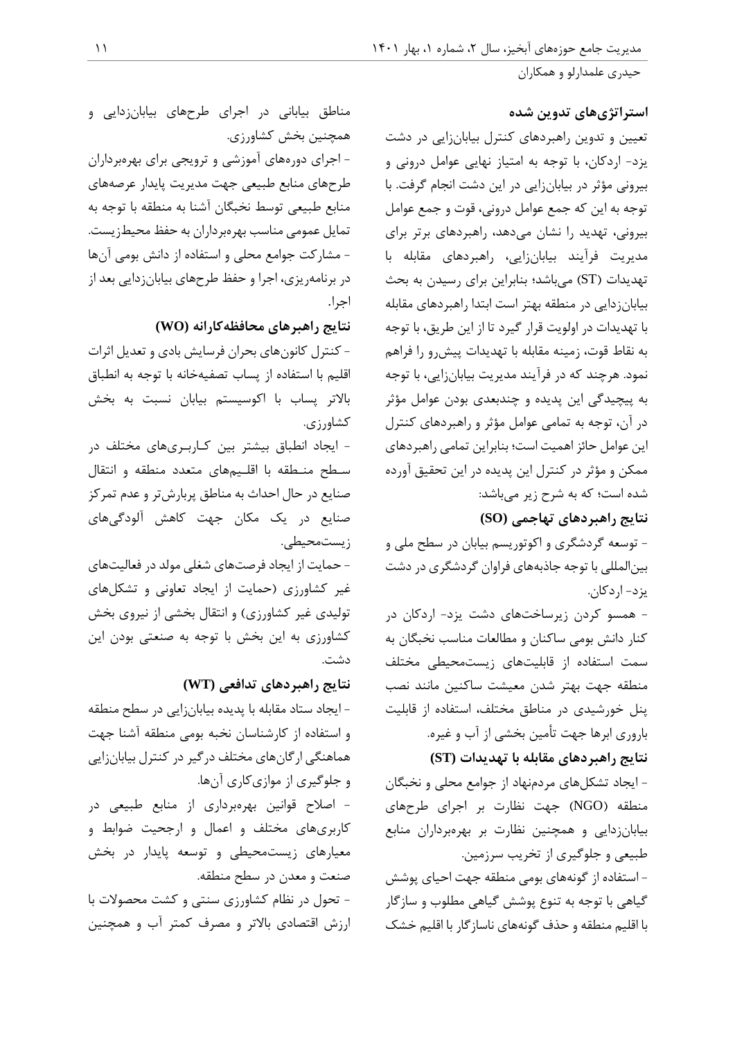### استراتژی‌های تدوین شده

تعیین و تدوین راهبردهای کنترل بیابان‌زایی در دشت یزد- اردکان، با توجه به امتیاز نهایی عوامل درونی و بیرونی مؤثر در بیابان‌زایی در این دشت انجام گرفت. با توجه به این که جمع عوامل درونی، قوت و جمع عوامل بیرونی، تهدید را نشان می‌دهد، راهبردهای برتر برای مدیریت فرآیند بیابان‌زایی، راهبردهای مقابله با تهدیدات (ST) می‌باشد؛ بنابراین برای رسیدن به بحث بیابان‌زدایی در منطقه بهتر است ابتدا راهبردهای مقابله با تهدیدات در اولویت قرار گیرد تا از این طریق، با توجه به نقاط قوت، زمینه مقابله با تهدیدات پیش‌رو را فراهم نمود. هرچند که در فرآیند مدیریت بیابان‌زایی، با توجه به پیچیدگی این پدیده و چندبعدی بودن عوامل مؤثر در آن، توجه به تمامی عوامل مؤثر و راهبردهای کنترل این عوامل حائز اهمیت است؛ بنابراین تمامی راهبردهای ممکن و مؤثر در کنترل این پدیده در این تحقیق آورده شده است؛ که به شرح زیر می‌باشد:

#### نتایج راهبردهای تهاجمی (SO)

- توسعه گردشگری و اکوتوریسم بیابان در سطح ملی و بین‌المللی با توجه جاذبه‌های فراوان گردشگری در دشت یزد- اردکان.
- همسو کردن زیرساخت‌های دشت یزد- اردکان در کنار دانش بومی ساکنان و مطالعات مناسب نخبگان به سمت استفاده از قابلیت‌های زیست‌محیطی مختلف منطقه جهت بهتر شدن معیشت ساکنین مانند نصب پنل خورشیدی در مناطق مختلف، استفاده از قابلیت باروری ابرها جهت تأمین بخشی از آب و غیره.

#### نتایج راهبردهای مقابله با تهدیدات (ST)

- ایجاد تشکل‌های مردم‌نهاد از جوامع محلی و نخبگان منطقه (NGO) جهت نظارت بر اجرای طرح‌های بیابان‌زدایی و همچنین نظارت بر بهره‌برداران منابع طبیعی و جلوگیری از تخریب سرزمین.
- استفاده از گونه‌های بومی منطقه جهت احیای پوشش گیاهی با توجه به تنوع پوشش گیاهی مطلوب و سازگار با اقلیم منطقه و حذف گونه‌های ناسازگار با اقلیم خشک مناطق بیابانی در اجرای طرح‌های بیابان‌زدایی و همچنین بخش کشاورزی.
- اجرای دوره‌های آموزشی و ترویجی برای بهره‌برداران طرح‌های منابع طبیعی جهت مدیریت پایدار عرصه‌های منابع طبیعی توسط نخبگان آشنا به منطقه با توجه به تمایل عمومی مناسب بهره‌برداران به حفظ محیط‌زیست.
- مشارکت جوامع محلی و استفاده از دانش بومی آن‌ها در برنامه‌ریزی، اجرا و حفظ طرح‌های بیابان‌زدایی بعد از اجرا.

#### نتایج راهبرهای محافظه‌کارانه (WO)

- کنترل کانون‌های بحران فرسایش بادی و تعدیل اثرات اقلیم با استفاده از پساب تصفیه‌خانه با توجه به انطباق بالاتر پساب با اکوسیستم بیابان نسبت به بخش کشاورزی.
- ایجاد انطباق بیشتر بین کاربری‌های مختلف در سطح منطقه با اقلیم‌های متعدد منطقه و انتقال صنایع در حال احداث به مناطق پربارش‌تر و عدم تمرکز صنایع در یک مکان جهت کاهش آلودگی‌های زیست‌محیطی.
- حمایت از ایجاد فرصت‌های شغلی مولد در فعالیت‌های غیر کشاورزی (حمایت از ایجاد تعاونی و تشکل‌های تولیدی غیر کشاورزی) و انتقال بخشی از نیروی بخش کشاورزی به این بخش با توجه به صنعتی بودن این دشت.

#### نتایج راهبردهای تدافعی (WT)

- ایجاد ستاد مقابله با پدیده بیابان‌زایی در سطح منطقه و استفاده از کارشناسان نخبه بومی منطقه آشنا جهت هماهنگی ارگان‌های مختلف درگیر در کنترل بیابان‌زایی و جلوگیری از موازی‌کاری آن‌ها.
- اصلاح قوانین بهره‌برداری از منابع طبیعی در کاربری‌های مختلف و اعمال و ارجحیت ضوابط و معیارهای زیست‌محیطی و توسعه پایدار در بخش صنعت و معدن در سطح منطقه.
- تحول در نظام کشاورزی سنتی و کشت محصولات با ارزش اقتصادی بالاتر و مصرف کمتر آب و همچنین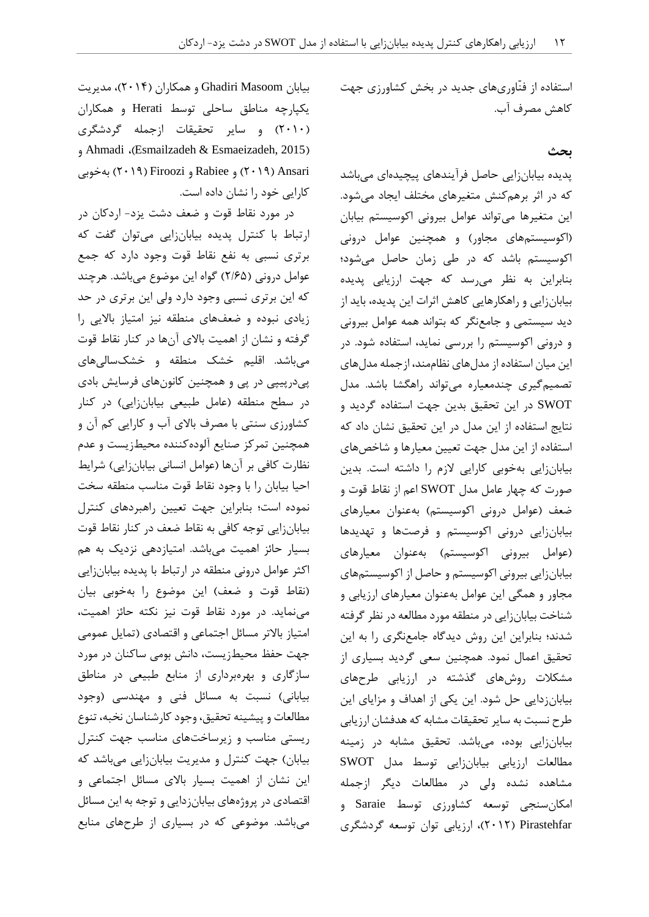استفاده از فنّاوری‌های جدید در بخش کشاورزی جهت کاهش مصرف آب.

## بحث

پدیده بیابان‌زایی حاصل فرآیندهای پیچیده‌ای می‌باشد که در اثر برهم‌کنش متغیرهای مختلف ایجاد می‌شود. این متغیرها می‌تواند عوامل بیرونی اکوسیستم بیابان (اکوسیستم‌های مجاور) و همچنین عوامل درونی اکوسیستم باشد که در طی زمان حاصل می‌شود؛ بنابراین به نظر می‌رسد که جهت ارزیابی پدیده بیابان‌زایی و راهکارهایی کاهش اثرات این پدیده، باید از دید سیستمی و جامع‌نگر که بتواند همه عوامل بیرونی و درونی اکوسیستم را بررسی نماید، استفاده شود. در این میان استفاده از مدل‌های نظام‌مند، ازجمله مدل‌های تصمیم‌گیری چندمعیاره می‌تواند راهگشا باشد. مدل SWOT در این تحقیق بدین جهت استفاده گردید و نتایج استفاده از این مدل در این تحقیق نشان داد که استفاده از این مدل جهت تعیین معیارها و شاخص‌های بیابان‌زایی به‌خوبی کارایی لازم را داشته است. بدین صورت که چهار عامل مدل SWOT اعم از نقاط قوت و ضعف (عوامل درونی اکوسیستم) به‌عنوان معیارهای بیابان‌زایی درونی اکوسیستم و فرصت‌ها و تهدیدها (عوامل بیرونی اکوسیستم) به‌عنوان معیارهای بیابان‌زایی بیرونی اکوسیستم و حاصل از اکوسیستم‌های مجاور و همگی این عوامل به‌عنوان معیارهای ارزیابی و شناخت بیابان‌زایی در منطقه مورد مطالعه در نظر گرفته شدند؛ بنابراین این روش دیدگاه جامع‌نگری را به این تحقیق اعمال نمود. همچنین سعی گردید بسیاری از مشکلات روش‌های گذشته در ارزیابی طرح‌های بیابان‌زدایی حل شود. این یکی از اهداف و مزایای این طرح نسبت به سایر تحقیقات مشابه که هدفشان ارزیابی بیابان‌زایی بوده، می‌باشد. تحقیق مشابه در زمینه مطالعات ارزیابی بیابان‌زایی توسط مدل SWOT مشاهده نشده ولی در مطالعات دیگر ازجمله امکان‌سنجی توسعه کشاورزی توسط Saraie و Pirastehfar (۲۰۱۲)، ارزیابی توان توسعه گردشگری بیابان Ghadiri Masoom و همکاران (۲۰۱۴)، مدیریت یکپارچه مناطق ساحلی توسط Herati و همکاران (۲۰۱۰) و سایر تحقیقات ازجمله گردشگری (Esmailzadeh & Esmaeizadeh, 2015)، Ahmadi و Ansari (۲۰۱۹) و Rabiee و Firoozi (۲۰۱۹) به‌خوبی کارایی خود را نشان داده است.

در مورد نقاط قوت و ضعف دشت یزد- اردکان در ارتباط با کنترل پدیده بیابان‌زایی می‌توان گفت که برتری نسبی به نفع نقاط قوت وجود دارد که جمع عوامل درونی (۲/۶۵) گواه این موضوع می‌باشد. هرچند که این برتری نسبی وجود دارد ولی این برتری در حد زیادی نبوده و ضعف‌های منطقه نیز امتیاز بالایی را گرفته و نشان از اهمیت بالای آن‌ها در کنار نقاط قوت می‌باشد. اقلیم خشک منطقه و خشک‌سالی‌های پی‌درپیی در پی و همچنین کانون‌های فرسایش بادی در سطح منطقه (عامل طبیعی بیابان‌زایی) در کنار کشاورزی سنتی با مصرف بالای آب و کارایی کم آن و همچنین تمرکز صنایع آلوده‌کننده محیط‌زیست و عدم نظارت کافی بر آن‌ها (عوامل انسانی بیابان‌زایی) شرایط احیا بیابان را با وجود نقاط قوت مناسب منطقه سخت نموده است؛ بنابراین جهت تعیین راهبردهای کنترل بیابان‌زایی توجه کافی به نقاط ضعف در کنار نقاط قوت بسیار حائز اهمیت می‌باشد. امتیازدهی نزدیک به هم اکثر عوامل درونی منطقه در ارتباط با پدیده بیابان‌زایی (نقاط قوت و ضعف) این موضوع را به‌خوبی بیان می‌نماید. در مورد نقاط قوت نیز نکته حائز اهمیت، امتیاز بالاتر مسائل اجتماعی و اقتصادی (تمایل عمومی جهت حفظ محیط‌زیست، دانش بومی ساکنان در مورد سازگاری و بهره‌برداری از منابع طبیعی در مناطق بیابانی) نسبت به مسائل فنی و مهندسی (وجود مطالعات و پیشینه تحقیق، وجود کارشناسان نخبه، تنوع ریستی مناسب و زیرساخت‌های مناسب جهت کنترل بیابان) جهت کنترل و مدیریت بیابان‌زایی می‌باشد که این نشان از اهمیت بسیار بالای مسائل اجتماعی و اقتصادی در پروژه‌های بیابان‌زدایی و توجه به این مسائل می‌باشد. موضوعی که در بسیاری از طرح‌های منابع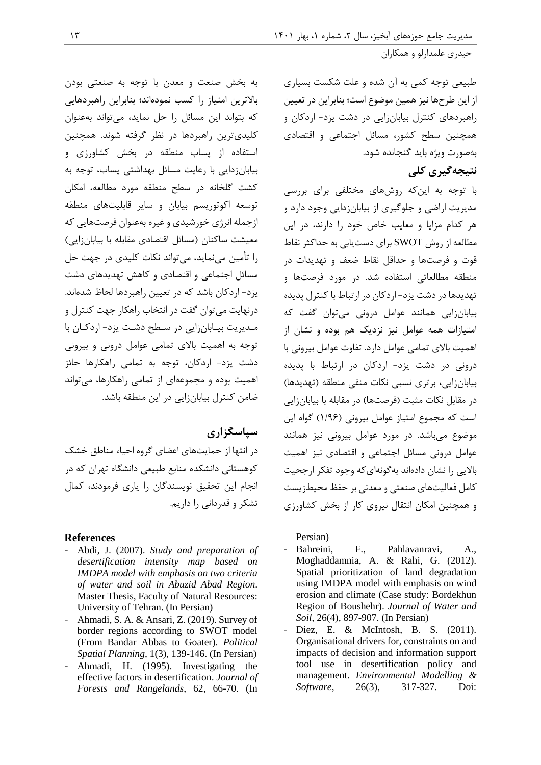طبیعی توجه کمی به آن شده و علت شکست بسیاری از این طرح‌ها نیز همین موضوع است؛ بنابراین در تعیین راهبردهای کنترل بیابان‌زایی در دشت یزد- اردکان و همچنین سطح کشور، مسائل اجتماعی و اقتصادی به‌صورت ویژه باید گنجانده شود.

## نتیجه‌گیری کلی

با توجه به این‌که روش‌های مختلفی برای بررسی مدیریت اراضی و جلوگیری از بیابان‌زایی وجود دارد و هر کدام مزایا و معایب خاص خود را دارند، در این مطالعه از روش SWOT برای دست‌یابی به حداکثر نقاط قوت و فرصت‌ها و حداقل نقاط ضعف و تهدیدات در منطقه مطالعاتی استفاده شد. در مورد فرصت‌ها و تهدیدها در دشت یزد- اردکان در ارتباط با کنترل پدیده بیابان‌زایی همانند عوامل درونی می‌توان گفت که امتیازات همه عوامل نیز نزدیک هم بوده و نشان از اهمیت بالای تمامی عوامل دارد. تفاوت عوامل بیرونی با درونی در دشت یزد- اردکان در ارتباط با پدیده بیابان‌زایی، برتری نسبی نکات منفی منطقه (تهدیدها) در مقابل نکات مثبت (فرصت‌ها) در مقابله با بیابان‌زایی است که مجموع امتیاز عوامل بیرونی (۱/۹۶) گواه این موضوع می‌باشد. در مورد عوامل بیرونی نیز همانند عوامل درونی مسائل اجتماعی و اقتصادی نیز اهمیت بالایی را نشان داده‌اند به‌گونه‌ای‌که وجود تفکر ارجحیت کامل فعالیت‌های صنعتی و معدنی بر حفظ محیط‌زیست و همچنین امکان انتقال نیروی کار از بخش کشاورزی به بخش صنعت و معدن با توجه به صنعتی بودن بالاترین امتیاز را کسب نموده‌اند؛ بنابراین راهبردهایی که بتواند این مسائل را حل نماید، می‌تواند به‌عنوان کلیدی‌ترین راهبردها در نظر گرفته شوند. همچنین استفاده از پساب منطقه در بخش کشاورزی و بیابان‌زدایی با رعایت مسائل بهداشتی پساب، توجه به کشت گلخانه در سطح منطقه مورد مطالعه، امکان توسعه اکوتوریسم بیابان و سایر قابلیت‌های منطقه ازجمله انرژی خورشیدی و غیره به‌عنوان فرصت‌هایی که معیشت ساکنان (مسائل اقتصادی مقابله با بیابان‌زایی) را تأمین می‌نماید، می‌تواند نکات کلیدی در جهت حل مسائل اجتماعی و اقتصادی و کاهش تهدیدهای دشت یزد- اردکان باشد که در تعیین راهبردها لحاظ شده‌اند. درنهایت می‌توان گفت در انتخاب راهکار جهت کنترل و مدیریت بیابان‌زایی در سطح دشت یزد- اردکان با توجه به اهمیت بالای تمامی عوامل درونی و بیرونی دشت یزد- اردکان، توجه به تمامی راهکارها حائز اهمیت بوده و مجموعه‌ای از تمامی راهکارها، می‌تواند ضامن کنترل بیابان‌زایی در این منطقه باشد.

## سپاسگزاری

در انتها از حمایت‌های اعضای گروه احیاء مناطق خشک کوهستانی دانشکده منابع طبیعی دانشگاه تهران که در انجام این تحقیق نویسندگان را یاری فرمودند، کمال تشکر و قدردانی را داریم.

## References

- Abdi, J. (2007). *Study and preparation of desertification intensity map based on IMDPA model with emphasis on two criteria of water and soil in Abuzid Abad Region*. Master Thesis, Faculty of Natural Resources: University of Tehran. (In Persian)
- Ahmadi, S. A. & Ansari, Z. (2019). Survey of border regions according to SWOT model (From Bandar Abbas to Goater). *Political Spatial Planning*, 1(3), 139-146. (In Persian)
- Ahmadi, H. (1995). Investigating the effective factors in desertification. *Journal of Forests and Rangelands*, 62, 66-70. (In Persian)
- Bahreini, F., Pahlavanravi, A., Moghaddamnia, A. & Rahi, G. (2012). Spatial prioritization of land degradation using IMDPA model with emphasis on wind erosion and climate (Case study: Bordekhun Region of Boushehr). *Journal of Water and Soil*, 26(4), 897-907. (In Persian)
- Diez, E. & McIntosh, B. S. (2011). Organisational drivers for, constraints on and impacts of decision and information support tool use in desertification policy and management. *Environmental Modelling & Software*, 26(3), 317-327. Doi: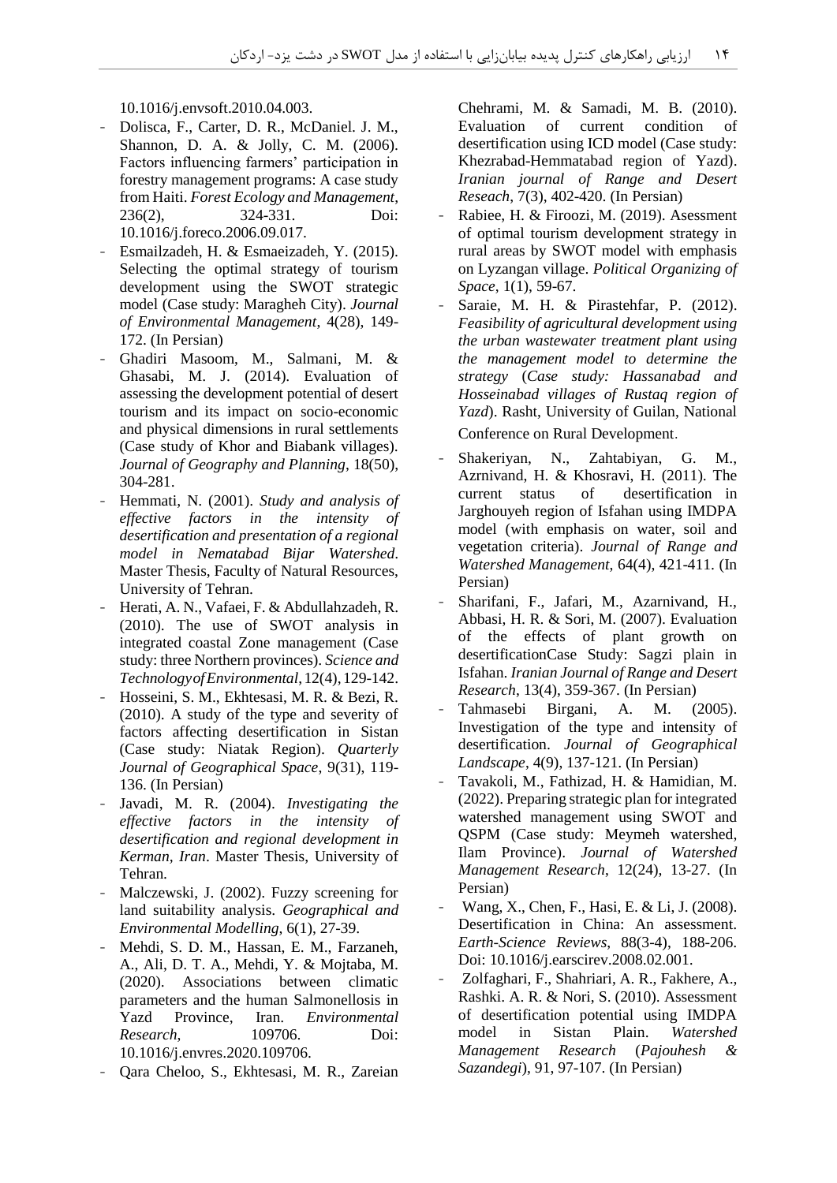10.1016/j.envsoft.2010.04.003.

- Dolisca, F., Carter, D. R., McDaniel. J. M., Shannon, D. A. & Jolly, C. M. (2006). Factors influencing farmers' participation in forestry management programs: A case study from Haiti. *Forest Ecology and Management*, 236(2), 324-331. Doi: 10.1016/j.foreco.2006.09.017.
- Esmailzadeh, H. & Esmaeizadeh, Y. (2015). Selecting the optimal strategy of tourism development using the SWOT strategic model (Case study: Maragheh City). *Journal of Environmental Management*, 4(28), 149-172. (In Persian)
- Ghadiri Masoom, M., Salmani, M. & Ghasabi, M. J. (2014). Evaluation of assessing the development potential of desert tourism and its impact on socio-economic and physical dimensions in rural settlements (Case study of Khor and Biabank villages). *Journal of Geography and Planning*, 18(50), 304-281.
- Hemmati, N. (2001). *Study and analysis of effective factors in the intensity of desertification and presentation of a regional model in Nematabad Bijar Watershed*. Master Thesis, Faculty of Natural Resources, University of Tehran.
- Herati, A. N., Vafaei, F. & Abdullahzadeh, R. (2010). The use of SWOT analysis in integrated coastal Zone management (Case study: three Northern provinces). *Science and Technology of Environmental*, 12(4), 129-142.
- Hosseini, S. M., Ekhtesasi, M. R. & Bezi, R. (2010). A study of the type and severity of factors affecting desertification in Sistan (Case study: Niatak Region). *Quarterly Journal of Geographical Space*, 9(31), 119-136. (In Persian)
- Javadi, M. R. (2004). *Investigating the effective factors in the intensity of desertification and regional development in Kerman, Iran*. Master Thesis, University of Tehran.
- Malczewski, J. (2002). Fuzzy screening for land suitability analysis. *Geographical and Environmental Modelling*, 6(1), 27-39.
- Mehdi, S. D. M., Hassan, E. M., Farzaneh, A., Ali, D. T. A., Mehdi, Y. & Mojtaba, M. (2020). Associations between climatic parameters and the human Salmonellosis in Yazd Province, Iran. *Environmental Research*, 109706. Doi: 10.1016/j.envres.2020.109706.
- Qara Cheloo, S., Ekhtesasi, M. R., Zareian Chehrami, M. & Samadi, M. B. (2010). Evaluation of current condition of desertification using ICD model (Case study: Khezrabad-Hemmatabad region of Yazd). *Iranian journal of Range and Desert Reseach*, 7(3), 402-420. (In Persian)
- Rabiee, H. & Firoozi, M. (2019). Asessment of optimal tourism development strategy in rural areas by SWOT model with emphasis on Lyzangan village. *Political Organizing of Space*, 1(1), 59-67.
- Saraie, M. H. & Pirastehfar, P. (2012). *Feasibility of agricultural development using the urban wastewater treatment plant using the management model to determine the strategy* (*Case study: Hassanabad and Hosseinabad villages of Rustaq region of Yazd*). Rasht, University of Guilan, National Conference on Rural Development.
- Shakeriyan, N., Zahtabiyan, G. M., Azrnivand, H. & Khosravi, H. (2011). The current status of desertification in Jarghouyeh region of Isfahan using IMDPA model (with emphasis on water, soil and vegetation criteria). *Journal of Range and Watershed Management*, 64(4), 421-411. (In Persian)
- Sharifani, F., Jafari, M., Azarnivand, H., Abbasi, H. R. & Sori, M. (2007). Evaluation of the effects of plant growth on desertificationCase Study: Sagzi plain in Isfahan. *Iranian Journal of Range and Desert Research*, 13(4), 359-367. (In Persian)
- Tahmasebi Birgani, A. M. (2005). Investigation of the type and intensity of desertification. *Journal of Geographical Landscape*, 4(9), 137-121. (In Persian)
- Tavakoli, M., Fathizad, H. & Hamidian, M. (2022). Preparing strategic plan for integrated watershed management using SWOT and QSPM (Case study: Meymeh watershed, Ilam Province). *Journal of Watershed Management Research*, 12(24), 13-27. (In Persian)
- Wang, X., Chen, F., Hasi, E. & Li, J. (2008). Desertification in China: An assessment. *Earth-Science Reviews*, 88(3-4), 188-206. Doi: 10.1016/j.earscirev.2008.02.001.
- Zolfaghari, F., Shahriari, A. R., Fakhere, A., Rashki. A. R. & Nori, S. (2010). Assessment of desertification potential using IMDPA model in Sistan Plain. *Watershed Management Research* (*Pajouhesh & Sazandegi*), 91, 97-107. (In Persian)